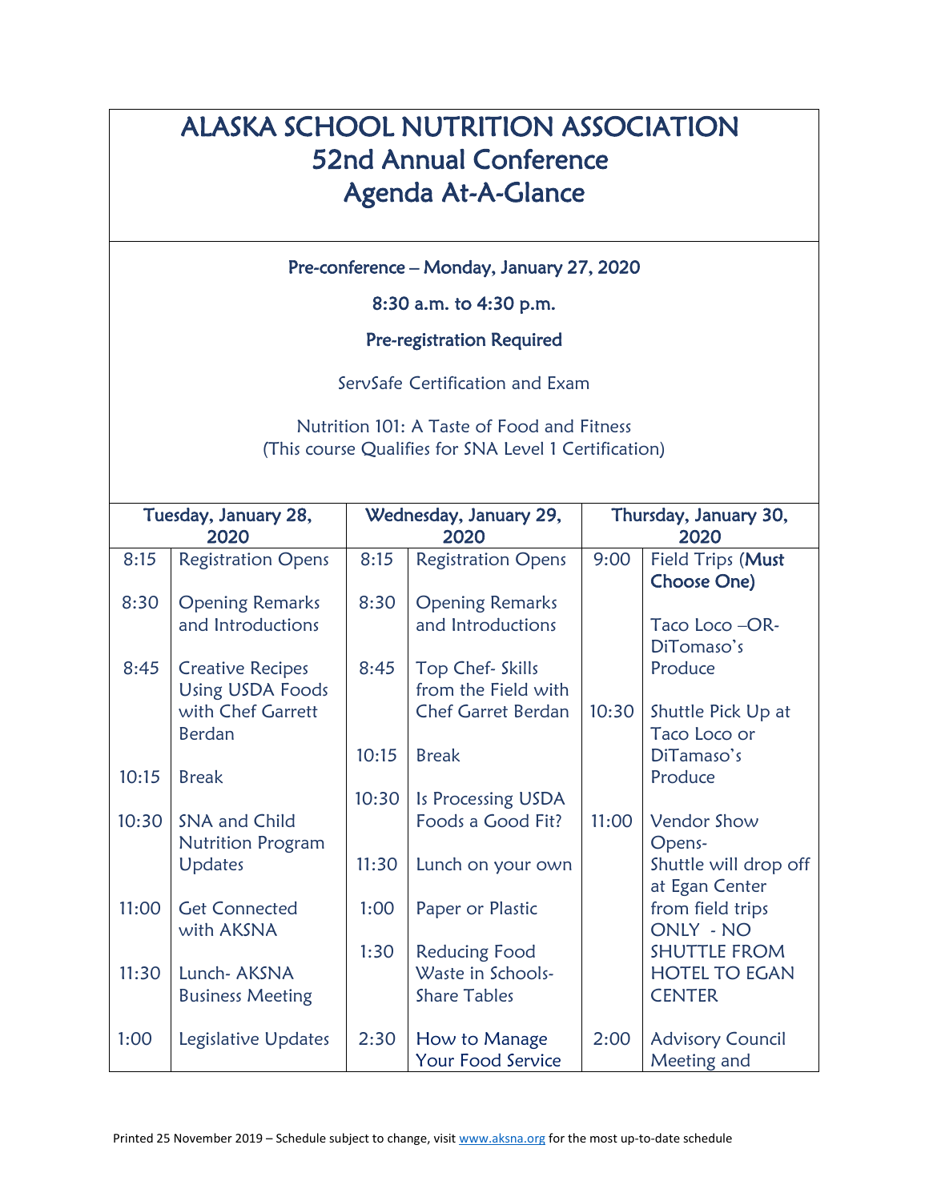# ALASKA SCHOOL NUTRITION ASSOCIATION
# 52nd Annual Conference
# Agenda At-A-Glance

**Pre-conference – Monday, January 27, 2020**

**8:30 a.m. to 4:30 p.m.**

**Pre-registration Required**

ServSafe Certification and Exam

Nutrition 101: A Taste of Food and Fitness
(This course Qualifies for SNA Level 1 Certification)

| Tuesday, January 28, 2020 | | Wednesday, January 29, 2020 | | Thursday, January 30, 2020 | |
|---|---|---|---|---|---|
| 8:15 | Registration Opens | 8:15 | Registration Opens | 9:00 | Field Trips (**Must Choose One)** Taco Loco –OR- DiTomaso's Produce |
| 8:30 | Opening Remarks and Introductions | 8:30 | Opening Remarks and Introductions | | |
| 8:45 | Creative Recipes Using USDA Foods with Chef Garrett Berdan | 8:45 | Top Chef- Skills from the Field with Chef Garret Berdan | 10:30 | Shuttle Pick Up at Taco Loco or DiTamaso's Produce |
| 10:15 | Break | 10:15 | Break | | |
| 10:30 | SNA and Child Nutrition Program Updates | 10:30 | Is Processing USDA Foods a Good Fit? | 11:00 | Vendor Show Opens- Shuttle will drop off at Egan Center from field trips ONLY - NO SHUTTLE FROM HOTEL TO EGAN CENTER |
| 11:00 | Get Connected with AKSNA | 11:30 | Lunch on your own | | |
| 11:30 | Lunch- AKSNA Business Meeting | 1:00 | Paper or Plastic | | |
| | | 1:30 | Reducing Food Waste in Schools- Share Tables | | |
| 1:00 | Legislative Updates | 2:30 | How to Manage Your Food Service | 2:00 | Advisory Council Meeting and |

Printed 25 November 2019 – Schedule subject to change, visit www.aksna.org for the most up-to-date schedule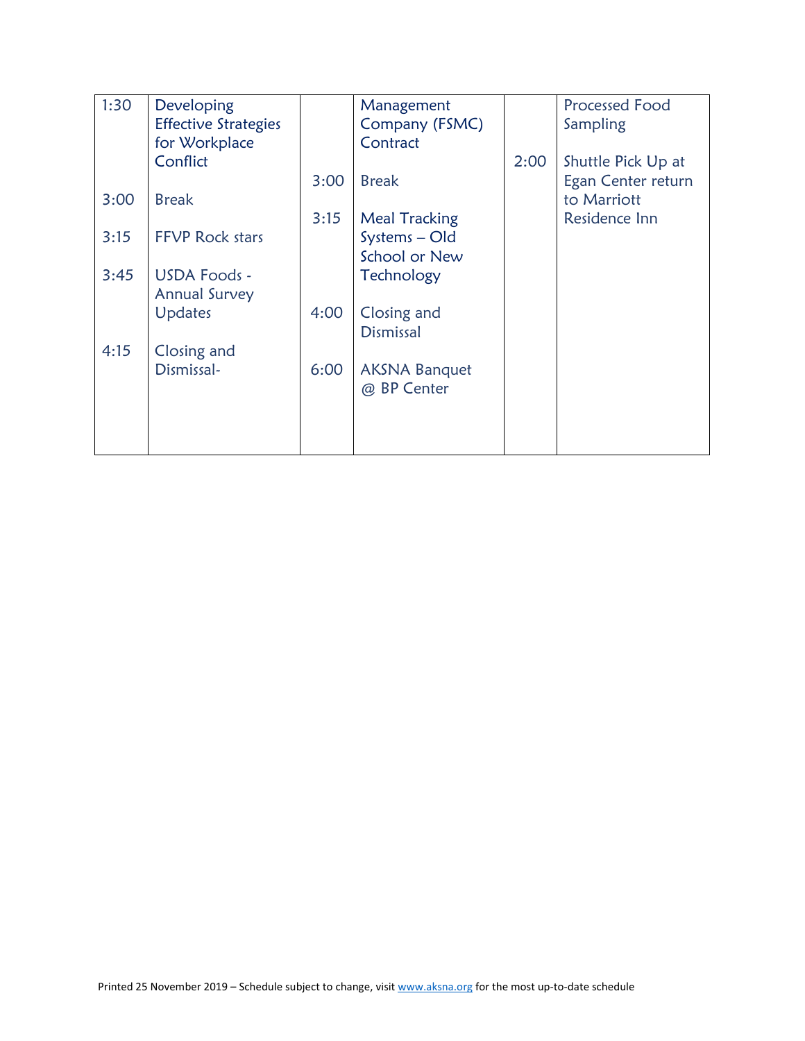| 1:30 | Developing Effective Strategies for Workplace Conflict | | Management Company (FSMC) Contract | | Processed Food Sampling |
|---|---|---|---|---|---|
| | | | | 2:00 | Shuttle Pick Up at Egan Center return to Marriott Residence Inn |
| | | 3:00 | Break | | |
| 3:00 | Break | | | | |
| | | 3:15 | Meal Tracking Systems – Old School or New Technology | | |
| 3:15 | FFVP Rock stars | | | | |
| 3:45 | USDA Foods - Annual Survey Updates | | | | |
| | | 4:00 | Closing and Dismissal | | |
| 4:15 | Closing and Dismissal- | | | | |
| | | 6:00 | AKSNA Banquet @ BP Center | | |

Printed 25 November 2019 – Schedule subject to change, visit www.aksna.org for the most up-to-date schedule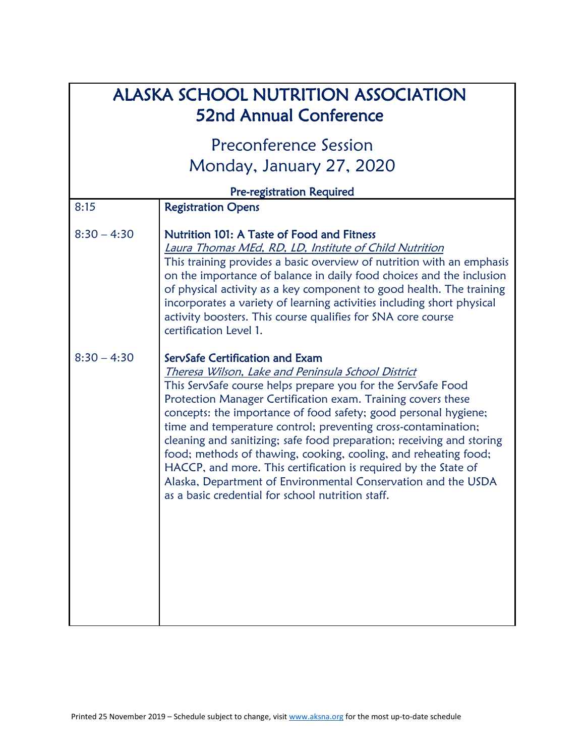# ALASKA SCHOOL NUTRITION ASSOCIATION
## 52nd Annual Conference

### Preconference Session
### Monday, January 27, 2020

**Pre-registration Required**

| | |
|---|---|
| 8:15 | **Registration Opens** |
| 8:30 – 4:30 | **Nutrition 101: A Taste of Food and Fitness**<br>*Laura Thomas MEd, RD, LD, Institute of Child Nutrition*<br>This training provides a basic overview of nutrition with an emphasis on the importance of balance in daily food choices and the inclusion of physical activity as a key component to good health. The training incorporates a variety of learning activities including short physical activity boosters. This course qualifies for SNA core course certification Level 1. |
| 8:30 – 4:30 | **ServSafe Certification and Exam**<br>*Theresa Wilson, Lake and Peninsula School District*<br>This ServSafe course helps prepare you for the ServSafe Food Protection Manager Certification exam. Training covers these concepts: the importance of food safety; good personal hygiene; time and temperature control; preventing cross-contamination; cleaning and sanitizing; safe food preparation; receiving and storing food; methods of thawing, cooking, cooling, and reheating food; HACCP, and more. This certification is required by the State of Alaska, Department of Environmental Conservation and the USDA as a basic credential for school nutrition staff. |

Printed 25 November 2019 – Schedule subject to change, visit www.aksna.org for the most up-to-date schedule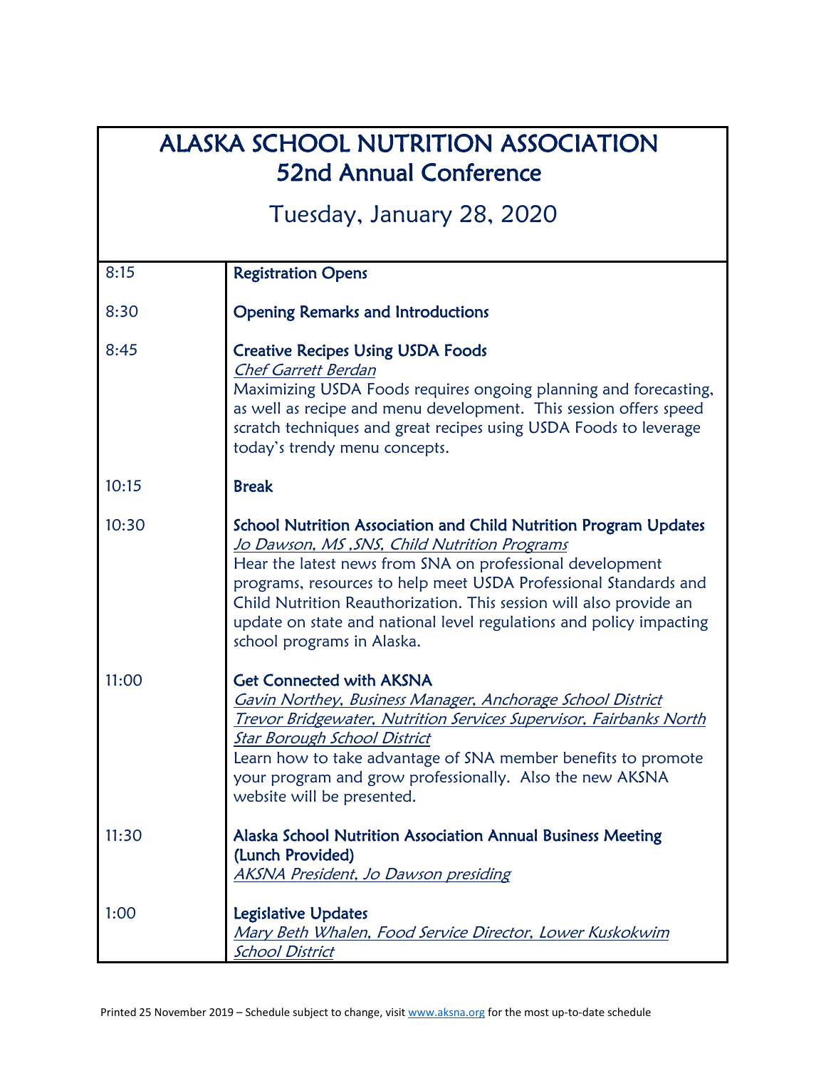# ALASKA SCHOOL NUTRITION ASSOCIATION
## 52nd Annual Conference

### Tuesday, January 28, 2020

| | |
|---|---|
| 8:15 | **Registration Opens** |
| 8:30 | **Opening Remarks and Introductions** |
| 8:45 | **Creative Recipes Using USDA Foods**<br>*Chef Garrett Berdan*<br>Maximizing USDA Foods requires ongoing planning and forecasting, as well as recipe and menu development. This session offers speed scratch techniques and great recipes using USDA Foods to leverage today's trendy menu concepts. |
| 10:15 | **Break** |
| 10:30 | **School Nutrition Association and Child Nutrition Program Updates**<br>*Jo Dawson, MS ,SNS, Child Nutrition Programs*<br>Hear the latest news from SNA on professional development programs, resources to help meet USDA Professional Standards and Child Nutrition Reauthorization. This session will also provide an update on state and national level regulations and policy impacting school programs in Alaska. |
| 11:00 | **Get Connected with AKSNA**<br>*Gavin Northey, Business Manager, Anchorage School District*<br>*Trevor Bridgewater, Nutrition Services Supervisor, Fairbanks North Star Borough School District*<br>Learn how to take advantage of SNA member benefits to promote your program and grow professionally. Also the new AKSNA website will be presented. |
| 11:30 | **Alaska School Nutrition Association Annual Business Meeting (Lunch Provided)**<br>*AKSNA President, Jo Dawson presiding* |
| 1:00 | **Legislative Updates**<br>*Mary Beth Whalen, Food Service Director, Lower Kuskokwim School District* |

Printed 25 November 2019 – Schedule subject to change, visit www.aksna.org for the most up-to-date schedule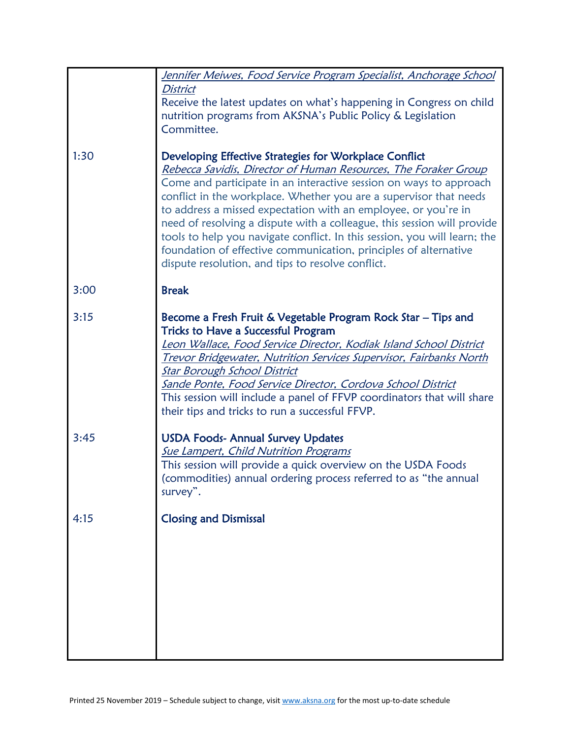| | |
|---|---|
| | *Jennifer Meiwes, Food Service Program Specialist, Anchorage School District*<br>Receive the latest updates on what's happening in Congress on child nutrition programs from AKSNA's Public Policy & Legislation Committee. |
| 1:30 | **Developing Effective Strategies for Workplace Conflict**<br>*Rebecca Savidis, Director of Human Resources, The Foraker Group*<br>Come and participate in an interactive session on ways to approach conflict in the workplace. Whether you are a supervisor that needs to address a missed expectation with an employee, or you're in need of resolving a dispute with a colleague, this session will provide tools to help you navigate conflict. In this session, you will learn; the foundation of effective communication, principles of alternative dispute resolution, and tips to resolve conflict. |
| 3:00 | **Break** |
| 3:15 | **Become a Fresh Fruit & Vegetable Program Rock Star – Tips and Tricks to Have a Successful Program**<br>*Leon Wallace, Food Service Director, Kodiak Island School District*<br>*Trevor Bridgewater, Nutrition Services Supervisor, Fairbanks North Star Borough School District*<br>*Sande Ponte, Food Service Director, Cordova School District*<br>This session will include a panel of FFVP coordinators that will share their tips and tricks to run a successful FFVP. |
| 3:45 | **USDA Foods- Annual Survey Updates**<br>*Sue Lampert, Child Nutrition Programs*<br>This session will provide a quick overview on the USDA Foods (commodities) annual ordering process referred to as "the annual survey". |
| 4:15 | **Closing and Dismissal** |

Printed 25 November 2019 – Schedule subject to change, visit www.aksna.org for the most up-to-date schedule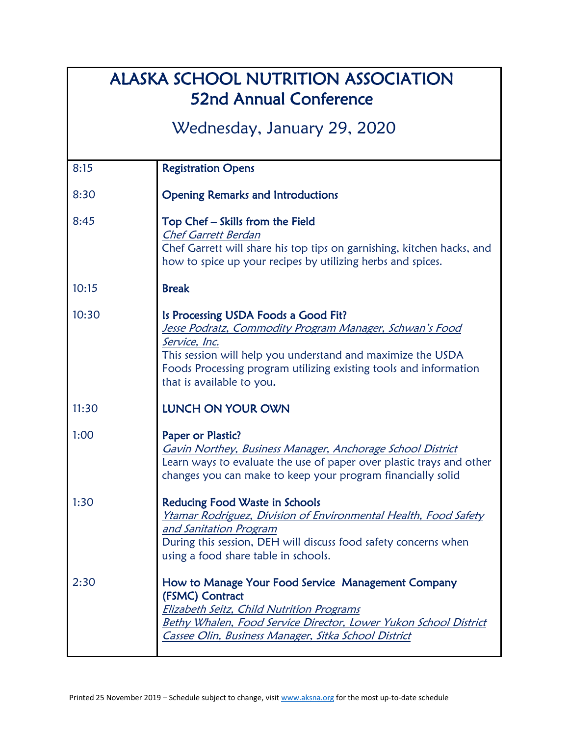# ALASKA SCHOOL NUTRITION ASSOCIATION
## 52nd Annual Conference

### Wednesday, January 29, 2020

| | |
|---|---|
| 8:15 | **Registration Opens** |
| 8:30 | **Opening Remarks and Introductions** |
| 8:45 | **Top Chef – Skills from the Field**<br>*Chef Garrett Berdan*<br>Chef Garrett will share his top tips on garnishing, kitchen hacks, and how to spice up your recipes by utilizing herbs and spices. |
| 10:15 | **Break** |
| 10:30 | **Is Processing USDA Foods a Good Fit?**<br>*Jesse Podratz, Commodity Program Manager, Schwan's Food Service, Inc.*<br>This session will help you understand and maximize the USDA Foods Processing program utilizing existing tools and information that is available to you. |
| 11:30 | **LUNCH ON YOUR OWN** |
| 1:00 | **Paper or Plastic?**<br>*Gavin Northey, Business Manager, Anchorage School District*<br>Learn ways to evaluate the use of paper over plastic trays and other changes you can make to keep your program financially solid |
| 1:30 | **Reducing Food Waste in Schools**<br>*Ytamar Rodriguez, Division of Environmental Health, Food Safety and Sanitation Program*<br>During this session, DEH will discuss food safety concerns when using a food share table in schools. |
| 2:30 | **How to Manage Your Food Service Management Company (FSMC) Contract**<br>*Elizabeth Seitz, Child Nutrition Programs*<br>*Bethy Whalen, Food Service Director, Lower Yukon School District*<br>*Cassee Olin, Business Manager, Sitka School District* |

Printed 25 November 2019 – Schedule subject to change, visit www.aksna.org for the most up-to-date schedule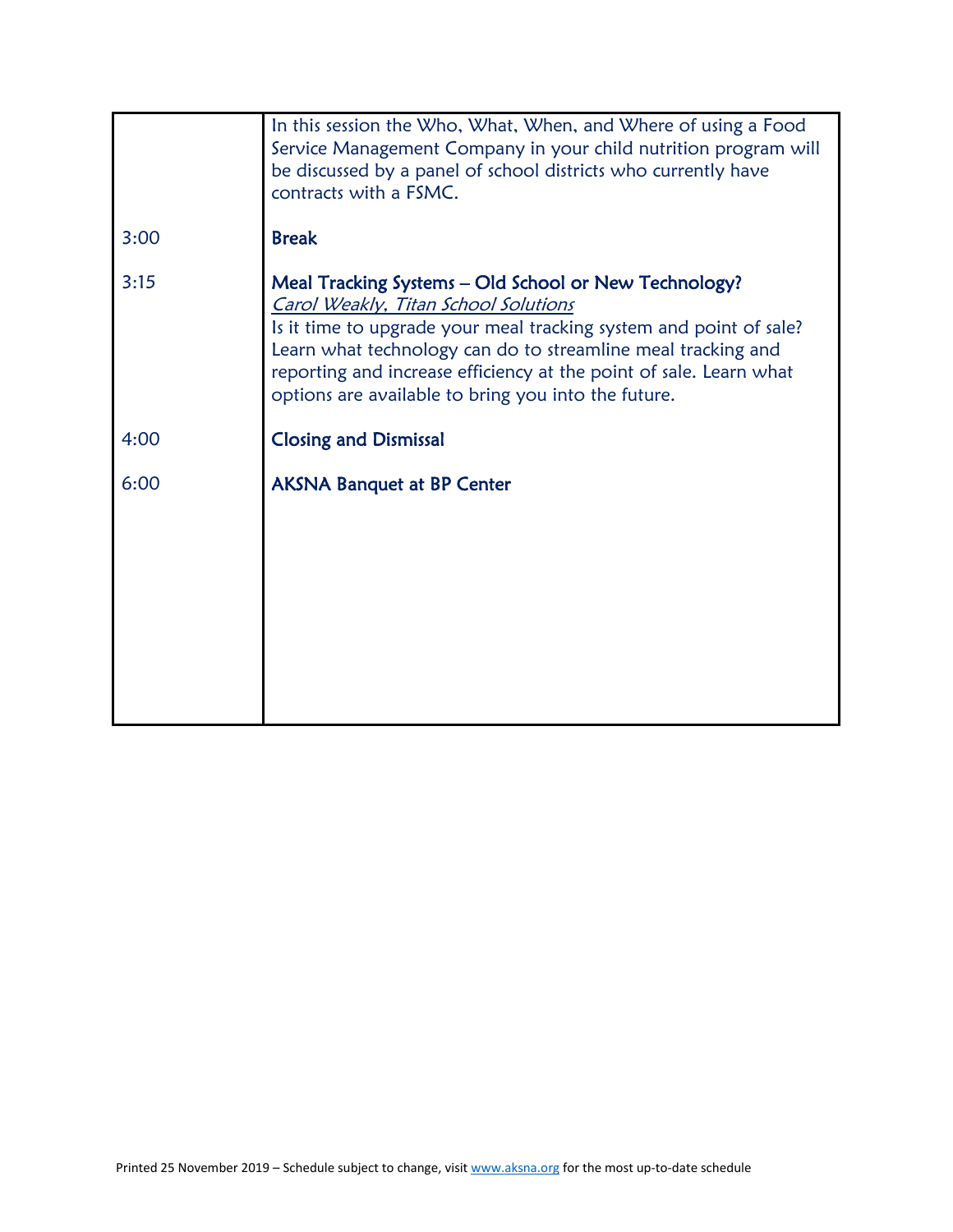| | |
|---|---|
| | In this session the Who, What, When, and Where of using a Food Service Management Company in your child nutrition program will be discussed by a panel of school districts who currently have contracts with a FSMC. |
| 3:00 | **Break** |
| 3:15 | **Meal Tracking Systems – Old School or New Technology?**<br>*Carol Weakly, Titan School Solutions*<br>Is it time to upgrade your meal tracking system and point of sale? Learn what technology can do to streamline meal tracking and reporting and increase efficiency at the point of sale. Learn what options are available to bring you into the future. |
| 4:00 | **Closing and Dismissal** |
| 6:00 | **AKSNA Banquet at BP Center** |

Printed 25 November 2019 – Schedule subject to change, visit www.aksna.org for the most up-to-date schedule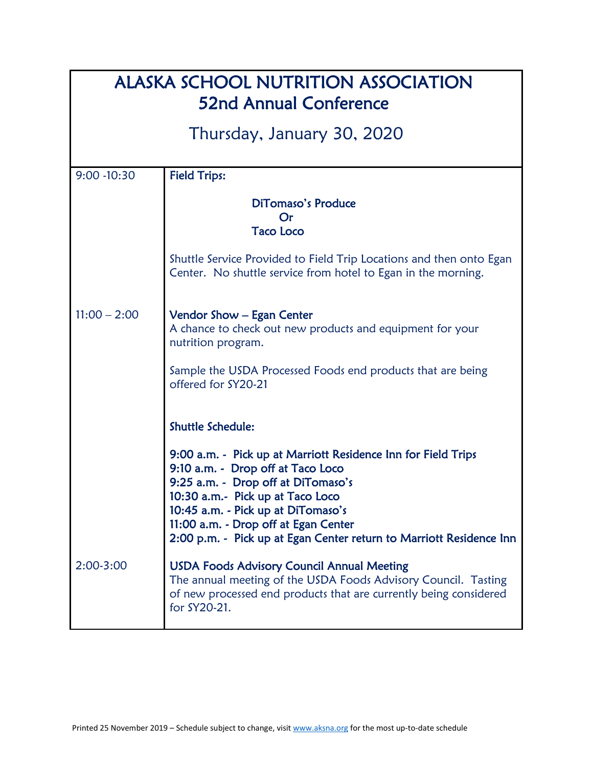# ALASKA SCHOOL NUTRITION ASSOCIATION
## 52nd Annual Conference

Thursday, January 30, 2020

| | |
|---|---|
| 9:00 -10:30 | **Field Trips:**<br><br>**DiTomaso's Produce**<br>**Or**<br>**Taco Loco**<br><br>Shuttle Service Provided to Field Trip Locations and then onto Egan Center. No shuttle service from hotel to Egan in the morning. |
| 11:00 – 2:00 | **Vendor Show – Egan Center**<br>A chance to check out new products and equipment for your nutrition program.<br><br>Sample the USDA Processed Foods end products that are being offered for SY20-21<br><br>**Shuttle Schedule:**<br><br>**9:00 a.m. - Pick up at Marriott Residence Inn for Field Trips**<br>**9:10 a.m. - Drop off at Taco Loco**<br>**9:25 a.m. - Drop off at DiTomaso's**<br>**10:30 a.m.- Pick up at Taco Loco**<br>**10:45 a.m. - Pick up at DiTomaso's**<br>**11:00 a.m. - Drop off at Egan Center**<br>**2:00 p.m. - Pick up at Egan Center return to Marriott Residence Inn** |
| 2:00-3:00 | **USDA Foods Advisory Council Annual Meeting**<br>The annual meeting of the USDA Foods Advisory Council. Tasting of new processed end products that are currently being considered for SY20-21. |

Printed 25 November 2019 – Schedule subject to change, visit www.aksna.org for the most up-to-date schedule